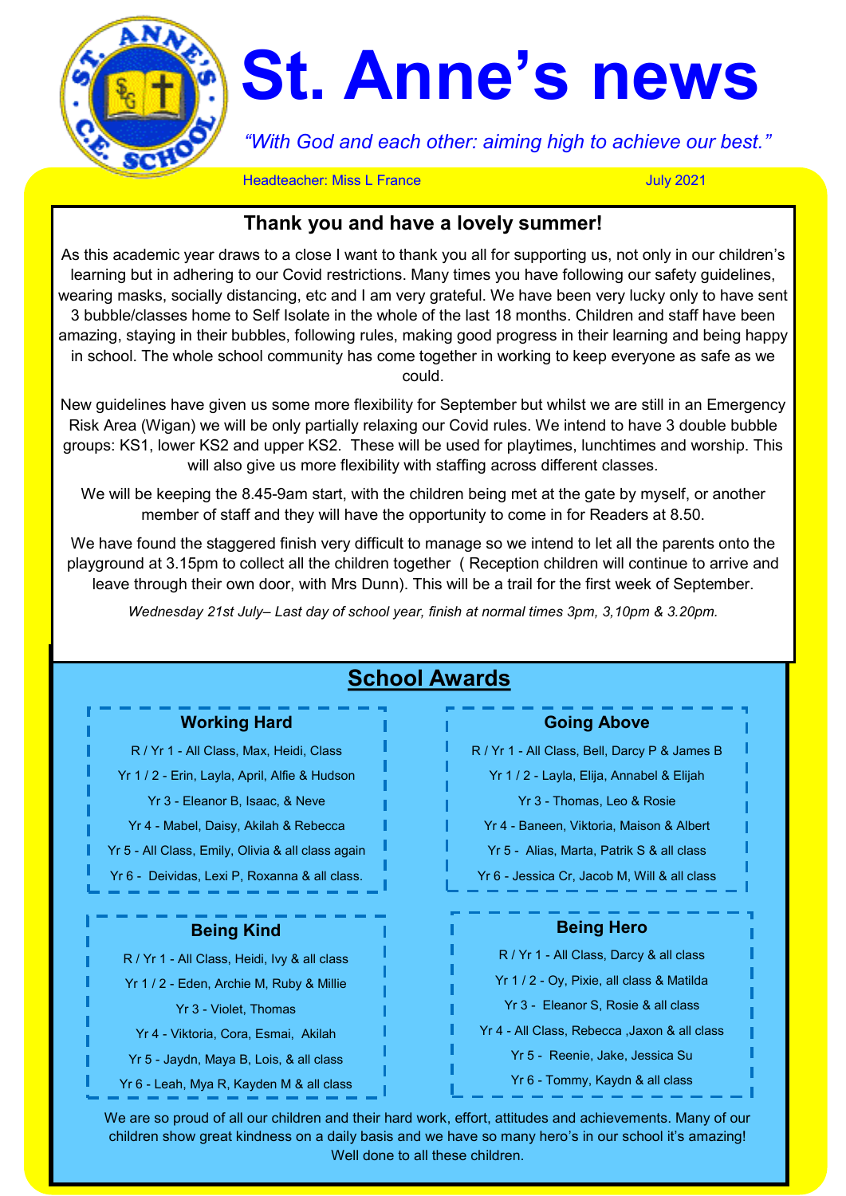# St. Anne's news

*"With God and each other: aiming high to achieve our best."*

Headteacher: Miss L France                                                   July 2021

## Thank you and have a lovely summer!

As this academic year draws to a close I want to thank you all for supporting us, not only in our children's learning but in adhering to our Covid restrictions. Many times you have following our safety guidelines, wearing masks, socially distancing, etc and I am very grateful. We have been very lucky only to have sent 3 bubble/classes home to Self Isolate in the whole of the last 18 months. Children and staff have been amazing, staying in their bubbles, following rules, making good progress in their learning and being happy in school. The whole school community has come together in working to keep everyone as safe as we could.

New guidelines have given us some more flexibility for September but whilst we are still in an Emergency Risk Area (Wigan) we will be only partially relaxing our Covid rules. We intend to have 3 double bubble groups: KS1, lower KS2 and upper KS2. These will be used for playtimes, lunchtimes and worship. This will also give us more flexibility with staffing across different classes.

We will be keeping the 8.45-9am start, with the children being met at the gate by myself, or another member of staff and they will have the opportunity to come in for Readers at 8.50.

We have found the staggered finish very difficult to manage so we intend to let all the parents onto the playground at 3.15pm to collect all the children together ( Reception children will continue to arrive and leave through their own door, with Mrs Dunn). This will be a trail for the first week of September.

*Wednesday 21st July– Last day of school year, finish at normal times 3pm, 3,10pm & 3.20pm.*

## School Awards

### Working Hard

R / Yr 1 - All Class, Max, Heidi, Class

Yr 1 / 2 - Erin, Layla, April, Alfie & Hudson

Yr 3 - Eleanor B, Isaac, & Neve

Yr 4 - Mabel, Daisy, Akilah & Rebecca

Yr 5 - All Class, Emily, Olivia & all class again

Yr 6 - Deividas, Lexi P, Roxanna & all class.

### Going Above

R / Yr 1 - All Class, Bell, Darcy P & James B

Yr 1 / 2 - Layla, Elija, Annabel & Elijah

Yr 3 - Thomas, Leo & Rosie

Yr 4 - Baneen, Viktoria, Maison & Albert

Yr 5 - Alias, Marta, Patrik S & all class

Yr 6 - Jessica Cr, Jacob M, Will & all class

### Being Kind

R / Yr 1 - All Class, Heidi, Ivy & all class

Yr 1 / 2 - Eden, Archie M, Ruby & Millie

Yr 3 - Violet, Thomas

Yr 4 - Viktoria, Cora, Esmai, Akilah

Yr 5 - Jaydn, Maya B, Lois, & all class

Yr 6 - Leah, Mya R, Kayden M & all class

### Being Hero

R / Yr 1 - All Class, Darcy & all class

Yr 1 / 2 - Oy, Pixie, all class & Matilda

Yr 3 - Eleanor S, Rosie & all class

Yr 4 - All Class, Rebecca ,Jaxon & all class

Yr 5 - Reenie, Jake, Jessica Su

Yr 6 - Tommy, Kaydn & all class

We are so proud of all our children and their hard work, effort, attitudes and achievements. Many of our children show great kindness on a daily basis and we have so many hero's in our school it's amazing! Well done to all these children.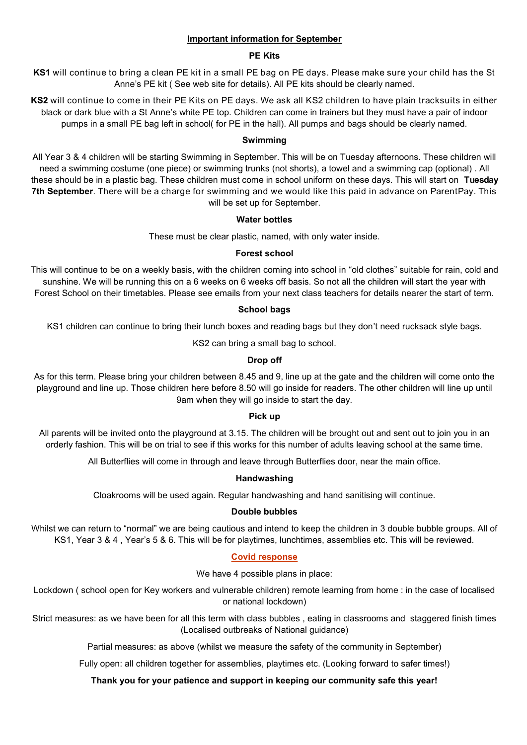## Important information for September

### PE Kits

**KS1** will continue to bring a clean PE kit in a small PE bag on PE days. Please make sure your child has the St Anne's PE kit ( See web site for details). All PE kits should be clearly named.

**KS2** will continue to come in their PE Kits on PE days. We ask all KS2 children to have plain tracksuits in either black or dark blue with a St Anne's white PE top. Children can come in trainers but they must have a pair of indoor pumps in a small PE bag left in school( for PE in the hall). All pumps and bags should be clearly named.

### Swimming

All Year 3 & 4 children will be starting Swimming in September. This will be on Tuesday afternoons. These children will need a swimming costume (one piece) or swimming trunks (not shorts), a towel and a swimming cap (optional) . All these should be in a plastic bag. These children must come in school uniform on these days. This will start on **Tuesday 7th September**. There will be a charge for swimming and we would like this paid in advance on ParentPay. This will be set up for September.

### Water bottles

These must be clear plastic, named, with only water inside.

### Forest school

This will continue to be on a weekly basis, with the children coming into school in "old clothes" suitable for rain, cold and sunshine. We will be running this on a 6 weeks on 6 weeks off basis. So not all the children will start the year with Forest School on their timetables. Please see emails from your next class teachers for details nearer the start of term.

### School bags

KS1 children can continue to bring their lunch boxes and reading bags but they don't need rucksack style bags.

KS2 can bring a small bag to school.

### Drop off

As for this term. Please bring your children between 8.45 and 9, line up at the gate and the children will come onto the playground and line up. Those children here before 8.50 will go inside for readers. The other children will line up until 9am when they will go inside to start the day.

### Pick up

All parents will be invited onto the playground at 3.15. The children will be brought out and sent out to join you in an orderly fashion. This will be on trial to see if this works for this number of adults leaving school at the same time.

All Butterflies will come in through and leave through Butterflies door, near the main office.

### Handwashing

Cloakrooms will be used again. Regular handwashing and hand sanitising will continue.

### Double bubbles

Whilst we can return to "normal" we are being cautious and intend to keep the children in 3 double bubble groups. All of KS1, Year 3 & 4 , Year's 5 & 6. This will be for playtimes, lunchtimes, assemblies etc. This will be reviewed.

### Covid response

We have 4 possible plans in place:

Lockdown ( school open for Key workers and vulnerable children) remote learning from home : in the case of localised or national lockdown)

Strict measures: as we have been for all this term with class bubbles , eating in classrooms and staggered finish times (Localised outbreaks of National guidance)

Partial measures: as above (whilst we measure the safety of the community in September)

Fully open: all children together for assemblies, playtimes etc. (Looking forward to safer times!)

**Thank you for your patience and support in keeping our community safe this year!**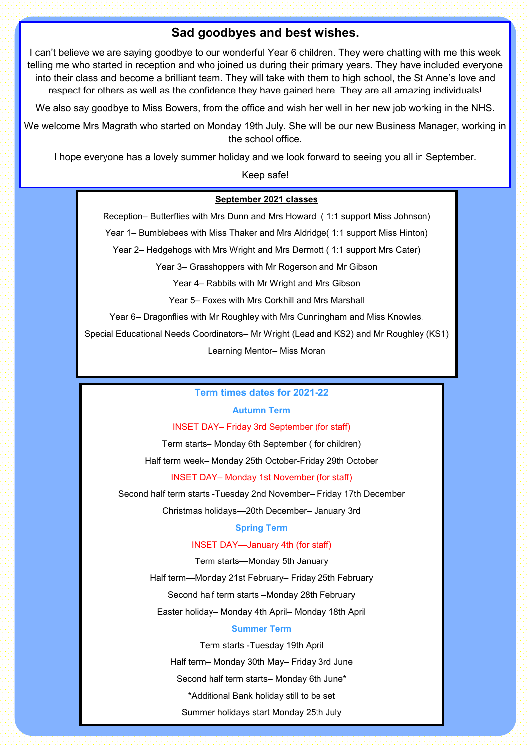## Sad goodbyes and best wishes.

I can't believe we are saying goodbye to our wonderful Year 6 children. They were chatting with me this week telling me who started in reception and who joined us during their primary years. They have included everyone into their class and become a brilliant team. They will take with them to high school, the St Anne's love and respect for others as well as the confidence they have gained here. They are all amazing individuals!

We also say goodbye to Miss Bowers, from the office and wish her well in her new job working in the NHS.

We welcome Mrs Magrath who started on Monday 19th July. She will be our new Business Manager, working in the school office.

I hope everyone has a lovely summer holiday and we look forward to seeing you all in September.

Keep safe!

**September 2021 classes**

Reception– Butterflies with Mrs Dunn and Mrs Howard ( 1:1 support Miss Johnson)

Year 1– Bumblebees with Miss Thaker and Mrs Aldridge( 1:1 support Miss Hinton)

Year 2– Hedgehogs with Mrs Wright and Mrs Dermott ( 1:1 support Mrs Cater)

Year 3– Grasshoppers with Mr Rogerson and Mr Gibson

Year 4– Rabbits with Mr Wright and Mrs Gibson

Year 5– Foxes with Mrs Corkhill and Mrs Marshall

Year 6– Dragonflies with Mr Roughley with Mrs Cunningham and Miss Knowles.

Special Educational Needs Coordinators– Mr Wright (Lead and KS2) and Mr Roughley (KS1)

Learning Mentor– Miss Moran

### Term times dates for 2021-22

**Autumn Term**

INSET DAY– Friday 3rd September (for staff)

Term starts– Monday 6th September ( for children)

Half term week– Monday 25th October-Friday 29th October

INSET DAY– Monday 1st November (for staff)

Second half term starts -Tuesday 2nd November– Friday 17th December

Christmas holidays—20th December– January 3rd

**Spring Term**

INSET DAY—January 4th (for staff)

Term starts—Monday 5th January

Half term—Monday 21st February– Friday 25th February

Second half term starts –Monday 28th February

Easter holiday– Monday 4th April– Monday 18th April

**Summer Term**

Term starts -Tuesday 19th April

Half term– Monday 30th May– Friday 3rd June

Second half term starts– Monday 6th June*

*Additional Bank holiday still to be set

Summer holidays start Monday 25th July